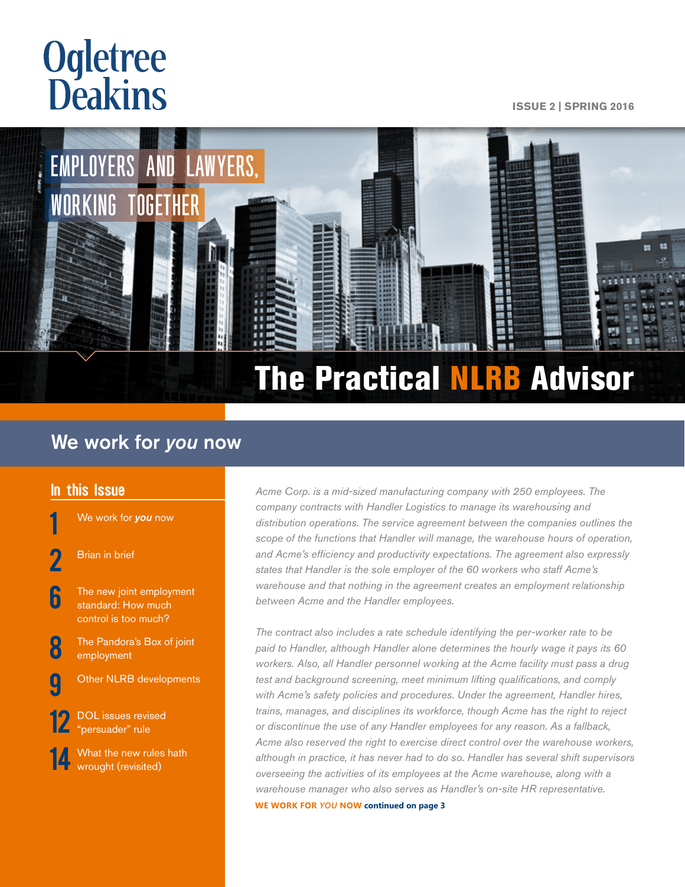Ogletree Deakins

ISSUE 2 | SPRING 2016

EMPLOYERS AND LAWYERS, WORKING TOGETHER

# The Practical NLRB Advisor

## We work for *you* now

### In this Issue

- **1** We work for *you* now
- **2** Brian in brief
- **6** The new joint employment standard: How much control is too much?
- **8** The Pandora's Box of joint employment
- **9** Other NLRB developments
- **12** DOL issues revised "persuader" rule
- **14** What the new rules hath wrought (revisited)

*Acme Corp. is a mid-sized manufacturing company with 250 employees. The company contracts with Handler Logistics to manage its warehousing and distribution operations. The service agreement between the companies outlines the scope of the functions that Handler will manage, the warehouse hours of operation, and Acme's efficiency and productivity expectations. The agreement also expressly states that Handler is the sole employer of the 60 workers who staff Acme's warehouse and that nothing in the agreement creates an employment relationship between Acme and the Handler employees.*

*The contract also includes a rate schedule identifying the per-worker rate to be paid to Handler, although Handler alone determines the hourly wage it pays its 60 workers. Also, all Handler personnel working at the Acme facility must pass a drug test and background screening, meet minimum lifting qualifications, and comply with Acme's safety policies and procedures. Under the agreement, Handler hires, trains, manages, and disciplines its workforce, though Acme has the right to reject or discontinue the use of any Handler employees for any reason. As a fallback, Acme also reserved the right to exercise direct control over the warehouse workers, although in practice, it has never had to do so. Handler has several shift supervisors overseeing the activities of its employees at the Acme warehouse, along with a warehouse manager who also serves as Handler's on-site HR representative.*

**WE WORK FOR *YOU* NOW continued on page 3**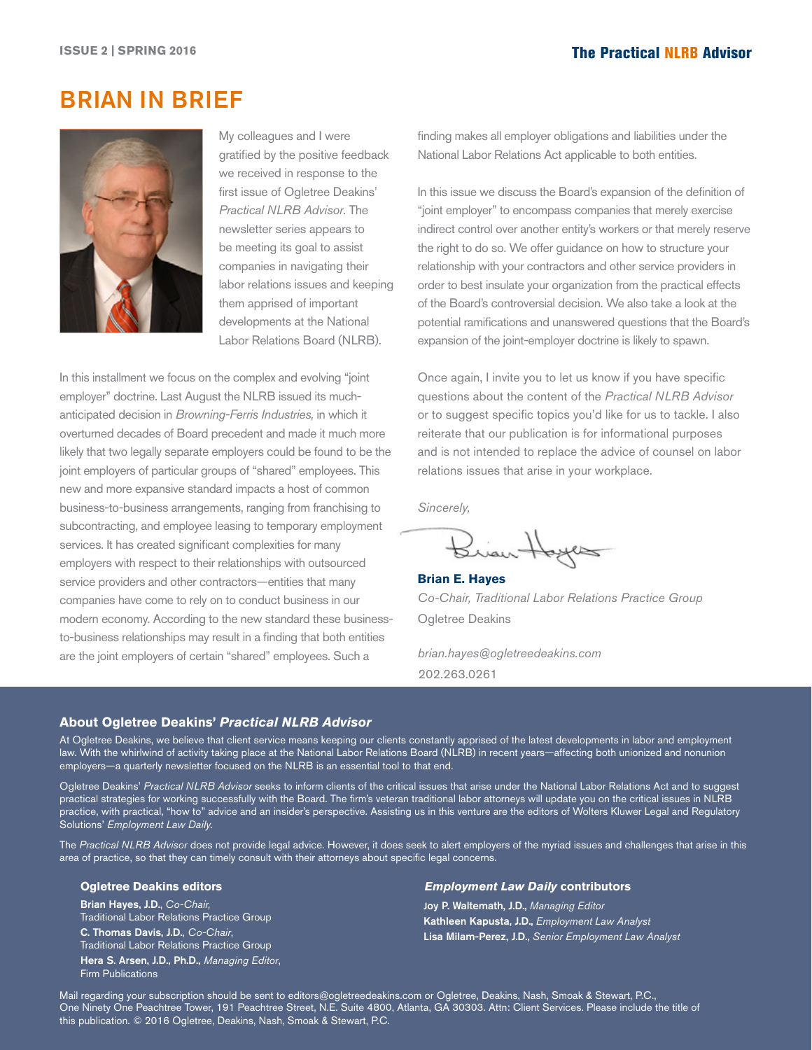# BRIAN IN BRIEF

My colleagues and I were gratified by the positive feedback we received in response to the first issue of Ogletree Deakins' *Practical NLRB Advisor*. The newsletter series appears to be meeting its goal to assist companies in navigating their labor relations issues and keeping them apprised of important developments at the National Labor Relations Board (NLRB).

In this installment we focus on the complex and evolving "joint employer" doctrine. Last August the NLRB issued its much-anticipated decision in *Browning-Ferris Industries,* in which it overturned decades of Board precedent and made it much more likely that two legally separate employers could be found to be the joint employers of particular groups of "shared" employees. This new and more expansive standard impacts a host of common business-to-business arrangements, ranging from franchising to subcontracting, and employee leasing to temporary employment services. It has created significant complexities for many employers with respect to their relationships with outsourced service providers and other contractors—entities that many companies have come to rely on to conduct business in our modern economy. According to the new standard these business-to-business relationships may result in a finding that both entities are the joint employers of certain "shared" employees. Such a finding makes all employer obligations and liabilities under the National Labor Relations Act applicable to both entities.

In this issue we discuss the Board's expansion of the definition of "joint employer" to encompass companies that merely exercise indirect control over another entity's workers or that merely reserve the right to do so. We offer guidance on how to structure your relationship with your contractors and other service providers in order to best insulate your organization from the practical effects of the Board's controversial decision. We also take a look at the potential ramifications and unanswered questions that the Board's expansion of the joint-employer doctrine is likely to spawn.

Once again, I invite you to let us know if you have specific questions about the content of the *Practical NLRB Advisor* or to suggest specific topics you'd like for us to tackle. I also reiterate that our publication is for informational purposes and is not intended to replace the advice of counsel on labor relations issues that arise in your workplace.

*Sincerely,*

**Brian E. Hayes**  
*Co-Chair, Traditional Labor Relations Practice Group*  
Ogletree Deakins

*brian.hayes@ogletreedeakins.com*  
202.263.0261

## About Ogletree Deakins' *Practical NLRB Advisor*

At Ogletree Deakins, we believe that client service means keeping our clients constantly apprised of the latest developments in labor and employment law. With the whirlwind of activity taking place at the National Labor Relations Board (NLRB) in recent years—affecting both unionized and nonunion employers—a quarterly newsletter focused on the NLRB is an essential tool to that end.

Ogletree Deakins' *Practical NLRB Advisor* seeks to inform clients of the critical issues that arise under the National Labor Relations Act and to suggest practical strategies for working successfully with the Board. The firm's veteran traditional labor attorneys will update you on the critical issues in NLRB practice, with practical, "how to" advice and an insider's perspective. Assisting us in this venture are the editors of Wolters Kluwer Legal and Regulatory Solutions' *Employment Law Daily*.

The *Practical NLRB Advisor* does not provide legal advice. However, it does seek to alert employers of the myriad issues and challenges that arise in this area of practice, so that they can timely consult with their attorneys about specific legal concerns.

### Ogletree Deakins editors

**Brian Hayes, J.D.**, *Co-Chair,* Traditional Labor Relations Practice Group  
**C. Thomas Davis, J.D.**, *Co-Chair*, Traditional Labor Relations Practice Group  
**Hera S. Arsen, J.D., Ph.D.,** *Managing Editor*, Firm Publications

### *Employment Law Daily* contributors

**Joy P. Waltemath, J.D.,** *Managing Editor*  
**Kathleen Kapusta, J.D.,** *Employment Law Analyst*  
**Lisa Milam-Perez, J.D.,** *Senior Employment Law Analyst*

Mail regarding your subscription should be sent to editors@ogletreedeakins.com or Ogletree, Deakins, Nash, Smoak & Stewart, P.C., One Ninety One Peachtree Tower, 191 Peachtree Street, N.E. Suite 4800, Atlanta, GA 30303. Attn: Client Services. Please include the title of this publication. © 2016 Ogletree, Deakins, Nash, Smoak & Stewart, P.C.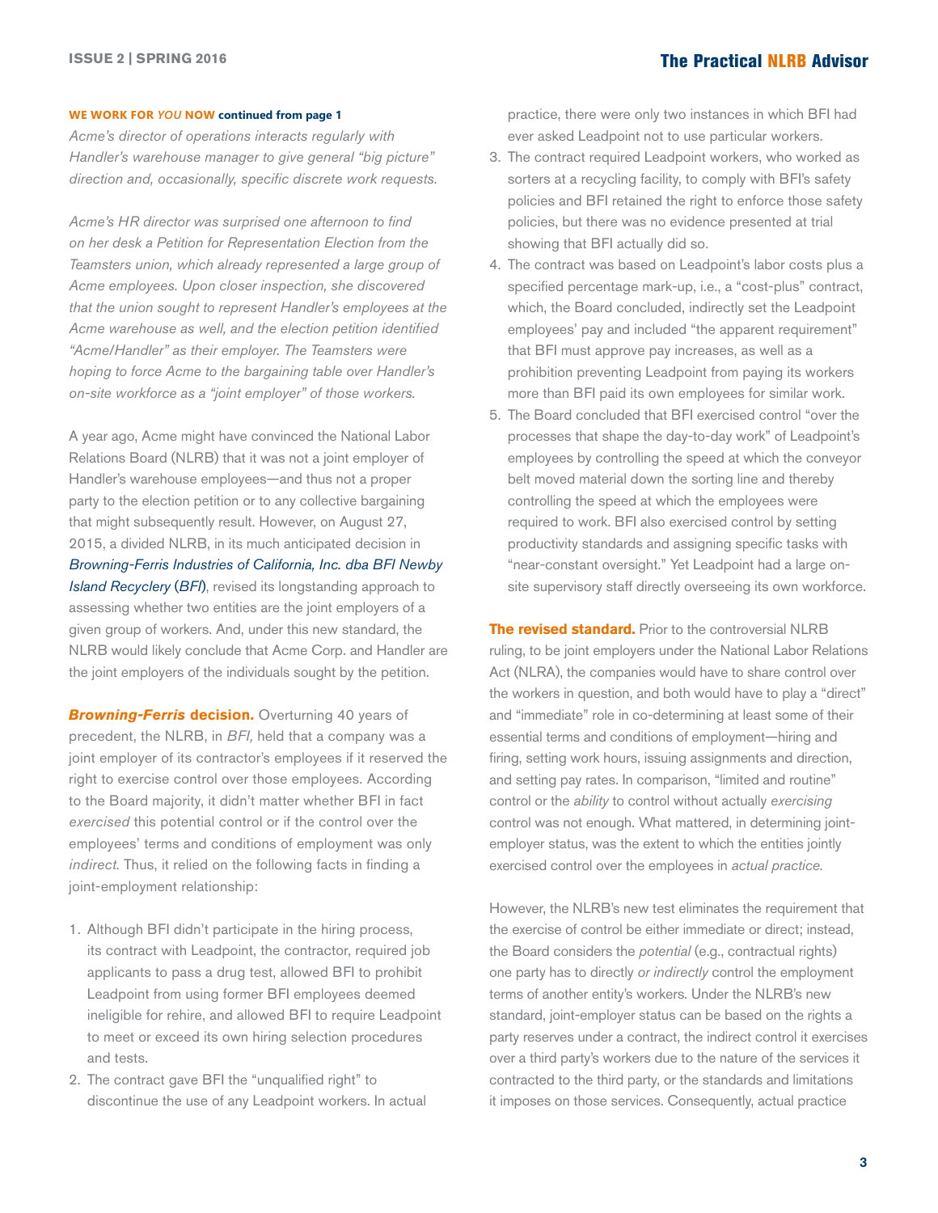**WE WORK FOR *YOU* NOW continued from page 1**

*Acme's director of operations interacts regularly with Handler's warehouse manager to give general "big picture" direction and, occasionally, specific discrete work requests.*

*Acme's HR director was surprised one afternoon to find on her desk a Petition for Representation Election from the Teamsters union, which already represented a large group of Acme employees. Upon closer inspection, she discovered that the union sought to represent Handler's employees at the Acme warehouse as well, and the election petition identified "Acme/Handler" as their employer. The Teamsters were hoping to force Acme to the bargaining table over Handler's on-site workforce as a "joint employer" of those workers.*

A year ago, Acme might have convinced the National Labor Relations Board (NLRB) that it was not a joint employer of Handler's warehouse employees—and thus not a proper party to the election petition or to any collective bargaining that might subsequently result. However, on August 27, 2015, a divided NLRB, in its much anticipated decision in *Browning-Ferris Industries of California, Inc. dba BFI Newby Island Recyclery* (*BFI*), revised its longstanding approach to assessing whether two entities are the joint employers of a given group of workers. And, under this new standard, the NLRB would likely conclude that Acme Corp. and Handler are the joint employers of the individuals sought by the petition.

***Browning-Ferris* decision.** Overturning 40 years of precedent, the NLRB, in *BFI,* held that a company was a joint employer of its contractor's employees if it reserved the right to exercise control over those employees. According to the Board majority, it didn't matter whether BFI in fact *exercised* this potential control or if the control over the employees' terms and conditions of employment was only *indirect.* Thus, it relied on the following facts in finding a joint-employment relationship:

1. Although BFI didn't participate in the hiring process, its contract with Leadpoint, the contractor, required job applicants to pass a drug test, allowed BFI to prohibit Leadpoint from using former BFI employees deemed ineligible for rehire, and allowed BFI to require Leadpoint to meet or exceed its own hiring selection procedures and tests.
2. The contract gave BFI the "unqualified right" to discontinue the use of any Leadpoint workers. In actual practice, there were only two instances in which BFI had ever asked Leadpoint not to use particular workers.
3. The contract required Leadpoint workers, who worked as sorters at a recycling facility, to comply with BFI's safety policies and BFI retained the right to enforce those safety policies, but there was no evidence presented at trial showing that BFI actually did so.
4. The contract was based on Leadpoint's labor costs plus a specified percentage mark-up, i.e., a "cost-plus" contract, which, the Board concluded, indirectly set the Leadpoint employees' pay and included "the apparent requirement" that BFI must approve pay increases, as well as a prohibition preventing Leadpoint from paying its workers more than BFI paid its own employees for similar work.
5. The Board concluded that BFI exercised control "over the processes that shape the day-to-day work" of Leadpoint's employees by controlling the speed at which the conveyor belt moved material down the sorting line and thereby controlling the speed at which the employees were required to work. BFI also exercised control by setting productivity standards and assigning specific tasks with "near-constant oversight." Yet Leadpoint had a large on-site supervisory staff directly overseeing its own workforce.

**The revised standard.** Prior to the controversial NLRB ruling, to be joint employers under the National Labor Relations Act (NLRA), the companies would have to share control over the workers in question, and both would have to play a "direct" and "immediate" role in co-determining at least some of their essential terms and conditions of employment—hiring and firing, setting work hours, issuing assignments and direction, and setting pay rates. In comparison, "limited and routine" control or the *ability* to control without actually *exercising* control was not enough. What mattered, in determining joint-employer status, was the extent to which the entities jointly exercised control over the employees in *actual practice.*

However, the NLRB's new test eliminates the requirement that the exercise of control be either immediate or direct; instead, the Board considers the *potential* (e.g., contractual rights) one party has to directly *or indirectly* control the employment terms of another entity's workers. Under the NLRB's new standard, joint-employer status can be based on the rights a party reserves under a contract, the indirect control it exercises over a third party's workers due to the nature of the services it contracted to the third party, or the standards and limitations it imposes on those services. Consequently, actual practice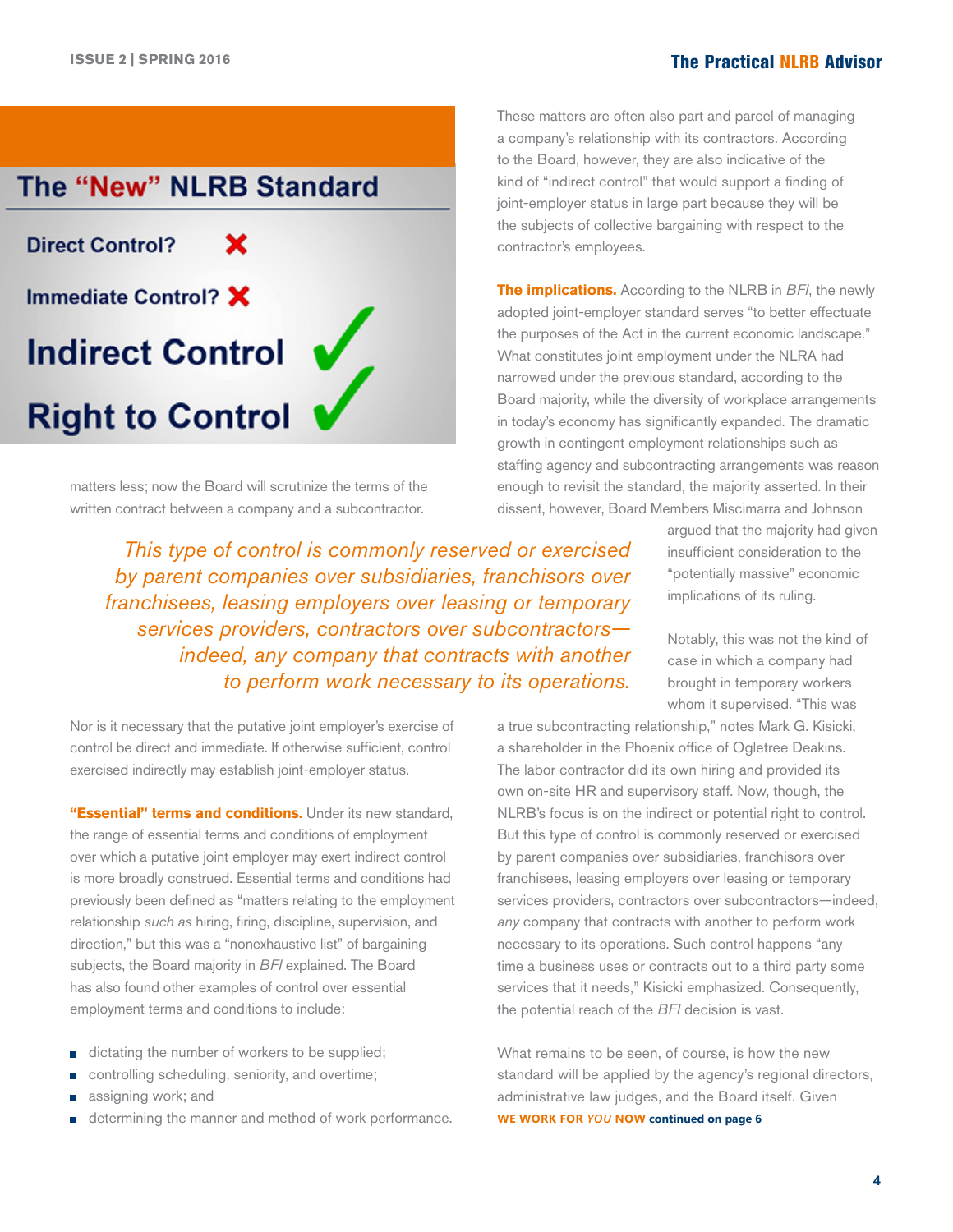## The "New" NLRB Standard

Direct Control? ✗

Immediate Control? ✗

**Indirect Control** ✓

**Right to Control** ✓

matters less; now the Board will scrutinize the terms of the written contract between a company and a subcontractor.

> *This type of control is commonly reserved or exercised by parent companies over subsidiaries, franchisors over franchisees, leasing employers over leasing or temporary services providers, contractors over subcontractors—indeed, any company that contracts with another to perform work necessary to its operations.*

Nor is it necessary that the putative joint employer's exercise of control be direct and immediate. If otherwise sufficient, control exercised indirectly may establish joint-employer status.

**"Essential" terms and conditions.** Under its new standard, the range of essential terms and conditions of employment over which a putative joint employer may exert indirect control is more broadly construed. Essential terms and conditions had previously been defined as "matters relating to the employment relationship *such as* hiring, firing, discipline, supervision, and direction," but this was a "nonexhaustive list" of bargaining subjects, the Board majority in *BFI* explained. The Board has also found other examples of control over essential employment terms and conditions to include:

- dictating the number of workers to be supplied;
- controlling scheduling, seniority, and overtime;
- assigning work; and
- determining the manner and method of work performance.

These matters are often also part and parcel of managing a company's relationship with its contractors. According to the Board, however, they are also indicative of the kind of "indirect control" that would support a finding of joint-employer status in large part because they will be the subjects of collective bargaining with respect to the contractor's employees.

**The implications.** According to the NLRB in *BFI*, the newly adopted joint-employer standard serves "to better effectuate the purposes of the Act in the current economic landscape." What constitutes joint employment under the NLRA had narrowed under the previous standard, according to the Board majority, while the diversity of workplace arrangements in today's economy has significantly expanded. The dramatic growth in contingent employment relationships such as staffing agency and subcontracting arrangements was reason enough to revisit the standard, the majority asserted. In their dissent, however, Board Members Miscimarra and Johnson argued that the majority had given insufficient consideration to the "potentially massive" economic implications of its ruling.

Notably, this was not the kind of case in which a company had brought in temporary workers whom it supervised. "This was a true subcontracting relationship," notes Mark G. Kisicki, a shareholder in the Phoenix office of Ogletree Deakins. The labor contractor did its own hiring and provided its own on-site HR and supervisory staff. Now, though, the NLRB's focus is on the indirect or potential right to control. But this type of control is commonly reserved or exercised by parent companies over subsidiaries, franchisors over franchisees, leasing employers over leasing or temporary services providers, contractors over subcontractors—indeed, *any* company that contracts with another to perform work necessary to its operations. Such control happens "any time a business uses or contracts out to a third party some services that it needs," Kisicki emphasized. Consequently, the potential reach of the *BFI* decision is vast.

What remains to be seen, of course, is how the new standard will be applied by the agency's regional directors, administrative law judges, and the Board itself. Given

**WE WORK FOR *YOU* NOW continued on page 6**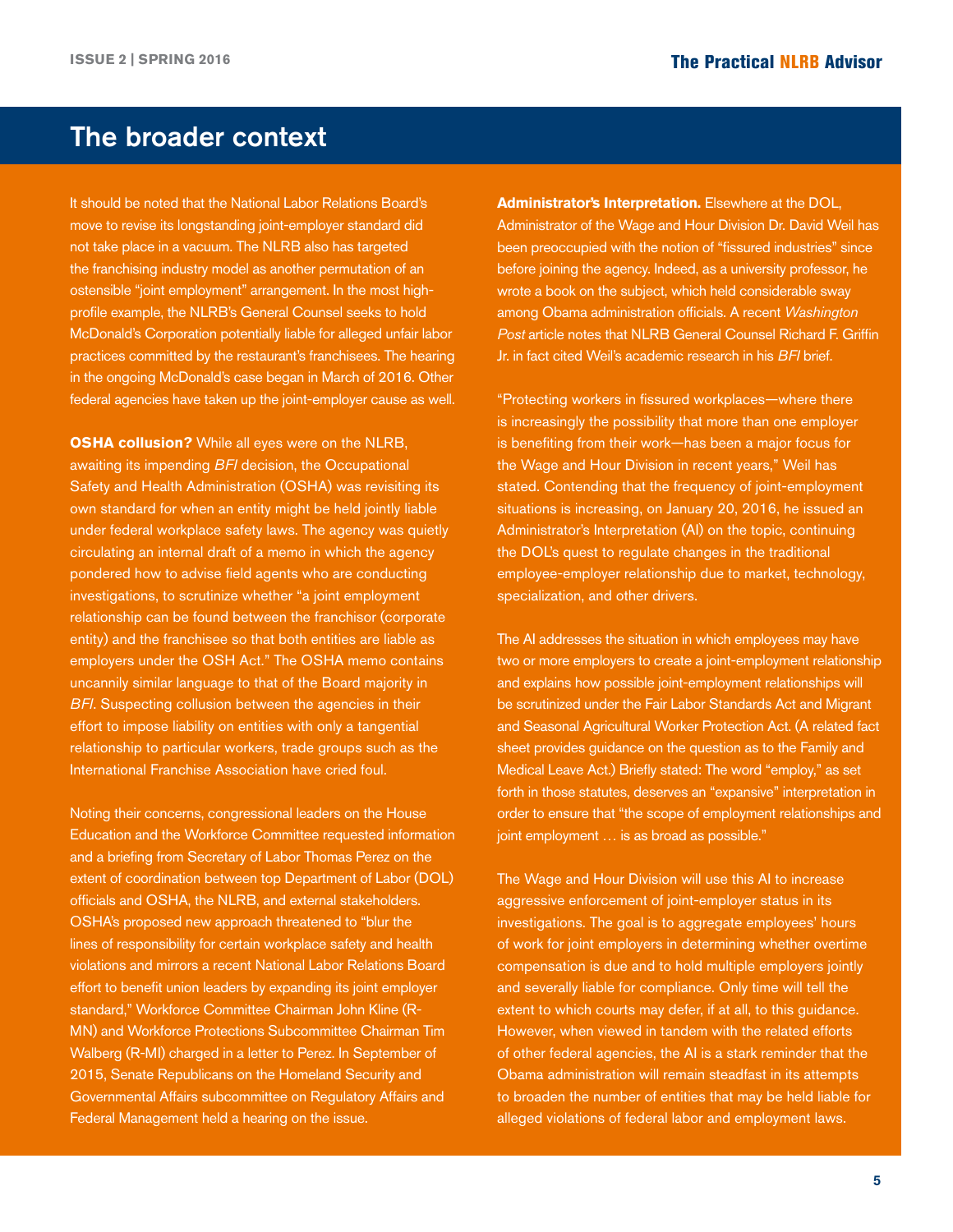## The broader context

It should be noted that the National Labor Relations Board's move to revise its longstanding joint-employer standard did not take place in a vacuum. The NLRB also has targeted the franchising industry model as another permutation of an ostensible "joint employment" arrangement. In the most high-profile example, the NLRB's General Counsel seeks to hold McDonald's Corporation potentially liable for alleged unfair labor practices committed by the restaurant's franchisees. The hearing in the ongoing McDonald's case began in March of 2016. Other federal agencies have taken up the joint-employer cause as well.

**OSHA collusion?** While all eyes were on the NLRB, awaiting its impending *BFI* decision, the Occupational Safety and Health Administration (OSHA) was revisiting its own standard for when an entity might be held jointly liable under federal workplace safety laws. The agency was quietly circulating an internal draft of a memo in which the agency pondered how to advise field agents who are conducting investigations, to scrutinize whether "a joint employment relationship can be found between the franchisor (corporate entity) and the franchisee so that both entities are liable as employers under the OSH Act." The OSHA memo contains uncannily similar language to that of the Board majority in *BFI*. Suspecting collusion between the agencies in their effort to impose liability on entities with only a tangential relationship to particular workers, trade groups such as the International Franchise Association have cried foul.

Noting their concerns, congressional leaders on the House Education and the Workforce Committee requested information and a briefing from Secretary of Labor Thomas Perez on the extent of coordination between top Department of Labor (DOL) officials and OSHA, the NLRB, and external stakeholders. OSHA's proposed new approach threatened to "blur the lines of responsibility for certain workplace safety and health violations and mirrors a recent National Labor Relations Board effort to benefit union leaders by expanding its joint employer standard," Workforce Committee Chairman John Kline (R-MN) and Workforce Protections Subcommittee Chairman Tim Walberg (R-MI) charged in a letter to Perez. In September of 2015, Senate Republicans on the Homeland Security and Governmental Affairs subcommittee on Regulatory Affairs and Federal Management held a hearing on the issue.

**Administrator's Interpretation.** Elsewhere at the DOL, Administrator of the Wage and Hour Division Dr. David Weil has been preoccupied with the notion of "fissured industries" since before joining the agency. Indeed, as a university professor, he wrote a book on the subject, which held considerable sway among Obama administration officials. A recent *Washington Post* article notes that NLRB General Counsel Richard F. Griffin Jr. in fact cited Weil's academic research in his *BFI* brief.

"Protecting workers in fissured workplaces—where there is increasingly the possibility that more than one employer is benefiting from their work—has been a major focus for the Wage and Hour Division in recent years," Weil has stated. Contending that the frequency of joint-employment situations is increasing, on January 20, 2016, he issued an Administrator's Interpretation (AI) on the topic, continuing the DOL's quest to regulate changes in the traditional employee-employer relationship due to market, technology, specialization, and other drivers.

The AI addresses the situation in which employees may have two or more employers to create a joint-employment relationship and explains how possible joint-employment relationships will be scrutinized under the Fair Labor Standards Act and Migrant and Seasonal Agricultural Worker Protection Act. (A related fact sheet provides guidance on the question as to the Family and Medical Leave Act.) Briefly stated: The word "employ," as set forth in those statutes, deserves an "expansive" interpretation in order to ensure that "the scope of employment relationships and joint employment … is as broad as possible."

The Wage and Hour Division will use this AI to increase aggressive enforcement of joint-employer status in its investigations. The goal is to aggregate employees' hours of work for joint employers in determining whether overtime compensation is due and to hold multiple employers jointly and severally liable for compliance. Only time will tell the extent to which courts may defer, if at all, to this guidance. However, when viewed in tandem with the related efforts of other federal agencies, the AI is a stark reminder that the Obama administration will remain steadfast in its attempts to broaden the number of entities that may be held liable for alleged violations of federal labor and employment laws.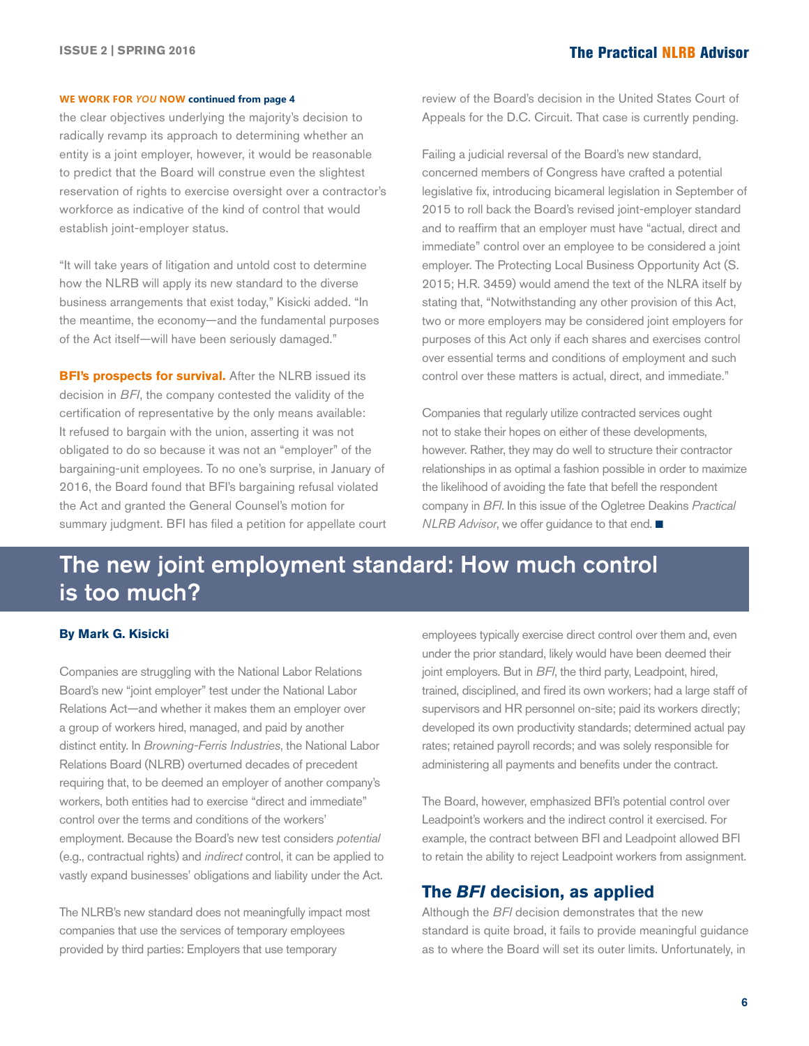**WE WORK FOR *YOU* NOW continued from page 4**

the clear objectives underlying the majority's decision to radically revamp its approach to determining whether an entity is a joint employer, however, it would be reasonable to predict that the Board will construe even the slightest reservation of rights to exercise oversight over a contractor's workforce as indicative of the kind of control that would establish joint-employer status.

"It will take years of litigation and untold cost to determine how the NLRB will apply its new standard to the diverse business arrangements that exist today," Kisicki added. "In the meantime, the economy—and the fundamental purposes of the Act itself—will have been seriously damaged."

**BFI's prospects for survival.** After the NLRB issued its decision in *BFI*, the company contested the validity of the certification of representative by the only means available: It refused to bargain with the union, asserting it was not obligated to do so because it was not an "employer" of the bargaining-unit employees. To no one's surprise, in January of 2016, the Board found that BFI's bargaining refusal violated the Act and granted the General Counsel's motion for summary judgment. BFI has filed a petition for appellate court review of the Board's decision in the United States Court of Appeals for the D.C. Circuit. That case is currently pending.

Failing a judicial reversal of the Board's new standard, concerned members of Congress have crafted a potential legislative fix, introducing bicameral legislation in September of 2015 to roll back the Board's revised joint-employer standard and to reaffirm that an employer must have "actual, direct and immediate" control over an employee to be considered a joint employer. The Protecting Local Business Opportunity Act (S. 2015; H.R. 3459) would amend the text of the NLRA itself by stating that, "Notwithstanding any other provision of this Act, two or more employers may be considered joint employers for purposes of this Act only if each shares and exercises control over essential terms and conditions of employment and such control over these matters is actual, direct, and immediate."

Companies that regularly utilize contracted services ought not to stake their hopes on either of these developments, however. Rather, they may do well to structure their contractor relationships in as optimal a fashion possible in order to maximize the likelihood of avoiding the fate that befell the respondent company in *BFI*. In this issue of the Ogletree Deakins *Practical NLRB Advisor*, we offer guidance to that end. ■

# The new joint employment standard: How much control is too much?

**By Mark G. Kisicki**

Companies are struggling with the National Labor Relations Board's new "joint employer" test under the National Labor Relations Act—and whether it makes them an employer over a group of workers hired, managed, and paid by another distinct entity. In *Browning-Ferris Industries*, the National Labor Relations Board (NLRB) overturned decades of precedent requiring that, to be deemed an employer of another company's workers, both entities had to exercise "direct and immediate" control over the terms and conditions of the workers' employment. Because the Board's new test considers *potential* (e.g., contractual rights) and *indirect* control, it can be applied to vastly expand businesses' obligations and liability under the Act.

The NLRB's new standard does not meaningfully impact most companies that use the services of temporary employees provided by third parties: Employers that use temporary employees typically exercise direct control over them and, even under the prior standard, likely would have been deemed their joint employers. But in *BFI*, the third party, Leadpoint, hired, trained, disciplined, and fired its own workers; had a large staff of supervisors and HR personnel on-site; paid its workers directly; developed its own productivity standards; determined actual pay rates; retained payroll records; and was solely responsible for administering all payments and benefits under the contract.

The Board, however, emphasized BFI's potential control over Leadpoint's workers and the indirect control it exercised. For example, the contract between BFI and Leadpoint allowed BFI to retain the ability to reject Leadpoint workers from assignment.

## The *BFI* decision, as applied

Although the *BFI* decision demonstrates that the new standard is quite broad, it fails to provide meaningful guidance as to where the Board will set its outer limits. Unfortunately, in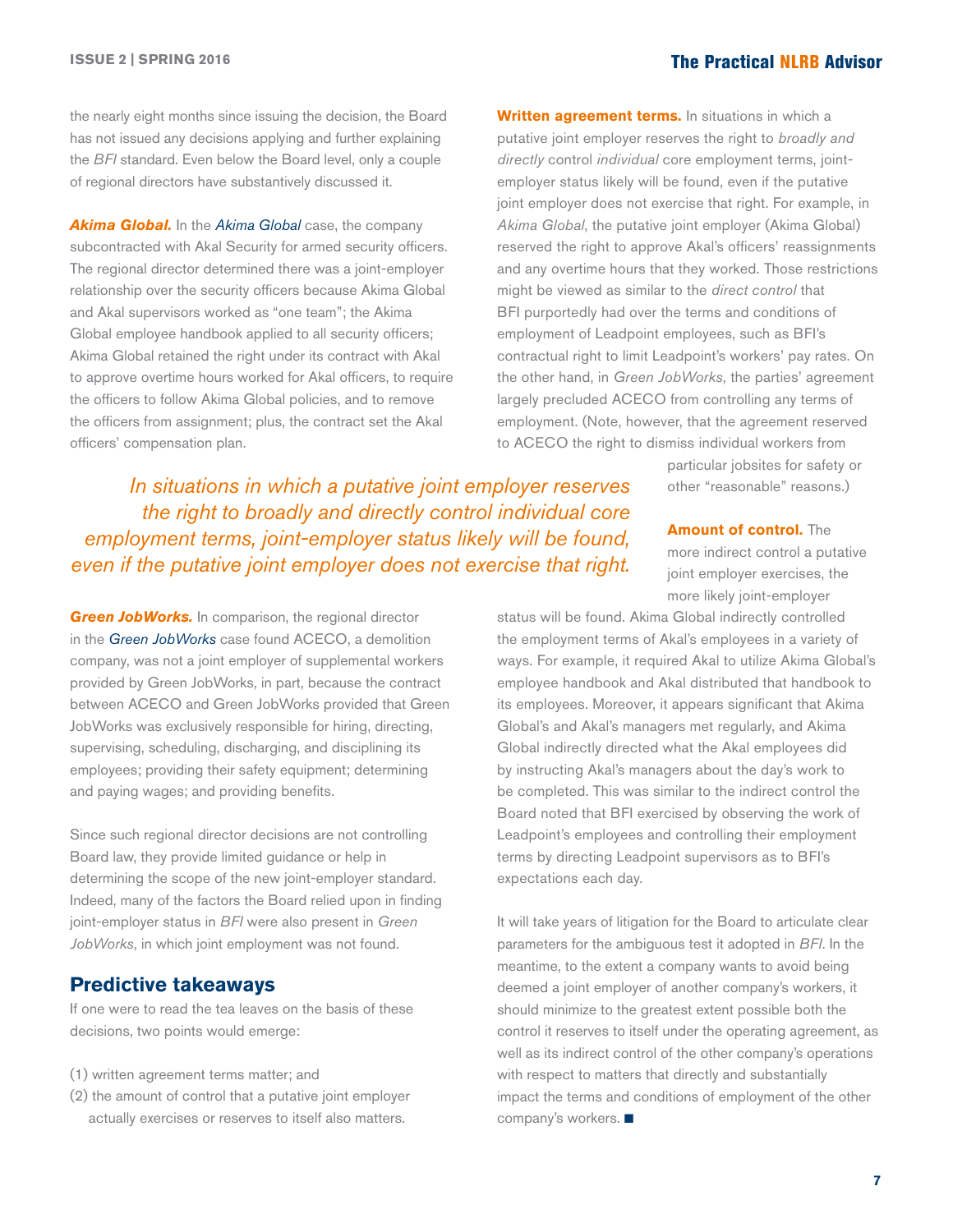the nearly eight months since issuing the decision, the Board has not issued any decisions applying and further explaining the *BFI* standard. Even below the Board level, only a couple of regional directors have substantively discussed it.

***Akima Global.*** In the *Akima Global* case, the company subcontracted with Akal Security for armed security officers. The regional director determined there was a joint-employer relationship over the security officers because Akima Global and Akal supervisors worked as "one team"; the Akima Global employee handbook applied to all security officers; Akima Global retained the right under its contract with Akal to approve overtime hours worked for Akal officers, to require the officers to follow Akima Global policies, and to remove the officers from assignment; plus, the contract set the Akal officers' compensation plan.

***Green JobWorks.*** In comparison, the regional director in the *Green JobWorks* case found ACECO, a demolition company, was not a joint employer of supplemental workers provided by Green JobWorks, in part, because the contract between ACECO and Green JobWorks provided that Green JobWorks was exclusively responsible for hiring, directing, supervising, scheduling, discharging, and disciplining its employees; providing their safety equipment; determining and paying wages; and providing benefits.

Since such regional director decisions are not controlling Board law, they provide limited guidance or help in determining the scope of the new joint-employer standard. Indeed, many of the factors the Board relied upon in finding joint-employer status in *BFI* were also present in *Green JobWorks*, in which joint employment was not found.

## Predictive takeaways

If one were to read the tea leaves on the basis of these decisions, two points would emerge:

(1) written agreement terms matter; and
(2) the amount of control that a putative joint employer actually exercises or reserves to itself also matters.

**Written agreement terms.** In situations in which a putative joint employer reserves the right to *broadly and directly* control *individual* core employment terms, joint-employer status likely will be found, even if the putative joint employer does not exercise that right. For example, in *Akima Global*, the putative joint employer (Akima Global) reserved the right to approve Akal's officers' reassignments and any overtime hours that they worked. Those restrictions might be viewed as similar to the *direct control* that BFI purportedly had over the terms and conditions of employment of Leadpoint employees, such as BFI's contractual right to limit Leadpoint's workers' pay rates. On the other hand, in *Green JobWorks*, the parties' agreement largely precluded ACECO from controlling any terms of employment. (Note, however, that the agreement reserved to ACECO the right to dismiss individual workers from particular jobsites for safety or other "reasonable" reasons.)

*In situations in which a putative joint employer reserves the right to broadly and directly control individual core employment terms, joint-employer status likely will be found, even if the putative joint employer does not exercise that right.*

**Amount of control.** The more indirect control a putative joint employer exercises, the more likely joint-employer status will be found. Akima Global indirectly controlled the employment terms of Akal's employees in a variety of ways. For example, it required Akal to utilize Akima Global's employee handbook and Akal distributed that handbook to its employees. Moreover, it appears significant that Akima Global's and Akal's managers met regularly, and Akima Global indirectly directed what the Akal employees did by instructing Akal's managers about the day's work to be completed. This was similar to the indirect control the Board noted that BFI exercised by observing the work of Leadpoint's employees and controlling their employment terms by directing Leadpoint supervisors as to BFI's expectations each day.

It will take years of litigation for the Board to articulate clear parameters for the ambiguous test it adopted in *BFI*. In the meantime, to the extent a company wants to avoid being deemed a joint employer of another company's workers, it should minimize to the greatest extent possible both the control it reserves to itself under the operating agreement, as well as its indirect control of the other company's operations with respect to matters that directly and substantially impact the terms and conditions of employment of the other company's workers. ■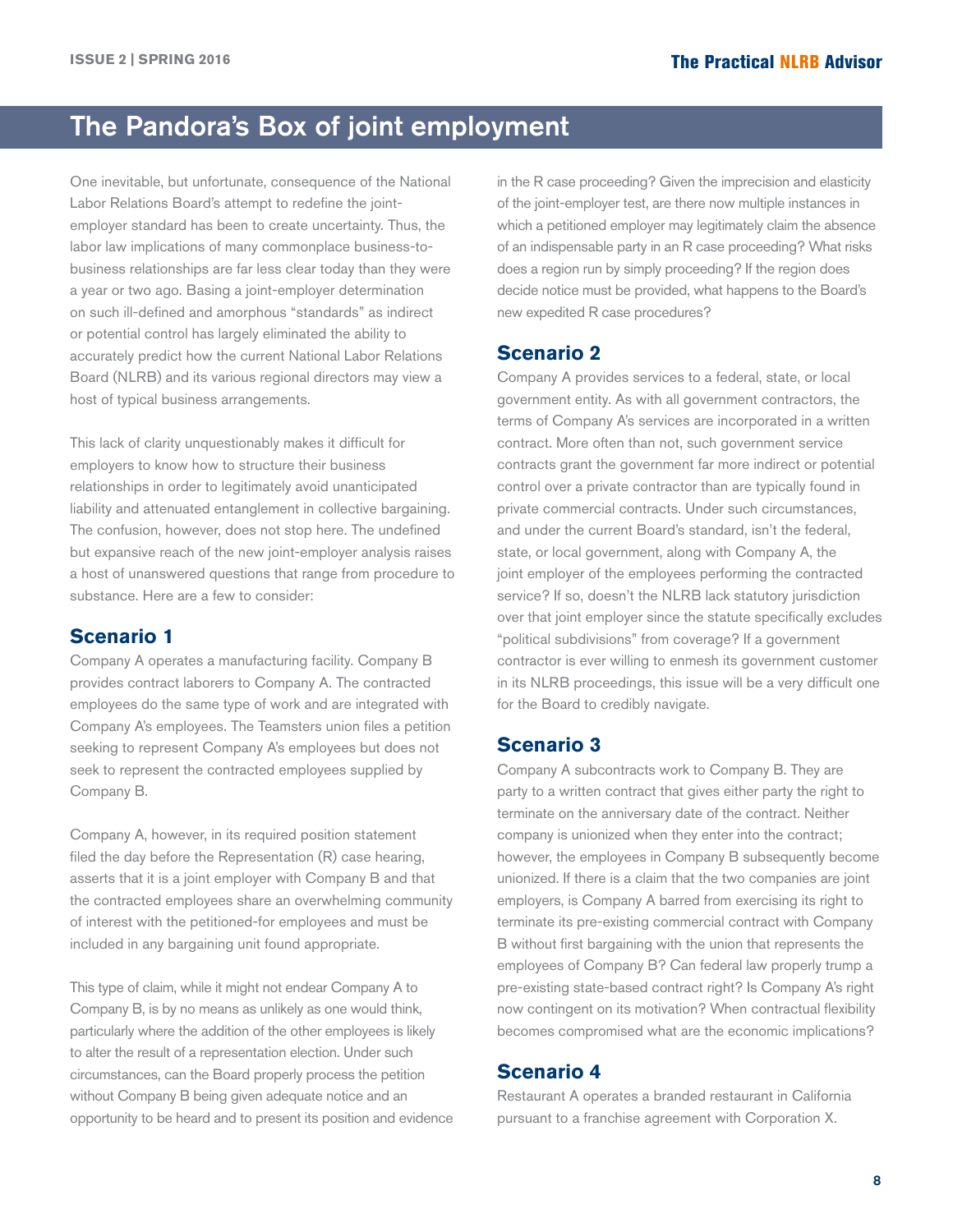# The Pandora's Box of joint employment

One inevitable, but unfortunate, consequence of the National Labor Relations Board's attempt to redefine the joint-employer standard has been to create uncertainty. Thus, the labor law implications of many commonplace business-to-business relationships are far less clear today than they were a year or two ago. Basing a joint-employer determination on such ill-defined and amorphous "standards" as indirect or potential control has largely eliminated the ability to accurately predict how the current National Labor Relations Board (NLRB) and its various regional directors may view a host of typical business arrangements.

This lack of clarity unquestionably makes it difficult for employers to know how to structure their business relationships in order to legitimately avoid unanticipated liability and attenuated entanglement in collective bargaining. The confusion, however, does not stop here. The undefined but expansive reach of the new joint-employer analysis raises a host of unanswered questions that range from procedure to substance. Here are a few to consider:

## Scenario 1

Company A operates a manufacturing facility. Company B provides contract laborers to Company A. The contracted employees do the same type of work and are integrated with Company A's employees. The Teamsters union files a petition seeking to represent Company A's employees but does not seek to represent the contracted employees supplied by Company B.

Company A, however, in its required position statement filed the day before the Representation (R) case hearing, asserts that it is a joint employer with Company B and that the contracted employees share an overwhelming community of interest with the petitioned-for employees and must be included in any bargaining unit found appropriate.

This type of claim, while it might not endear Company A to Company B, is by no means as unlikely as one would think, particularly where the addition of the other employees is likely to alter the result of a representation election. Under such circumstances, can the Board properly process the petition without Company B being given adequate notice and an opportunity to be heard and to present its position and evidence in the R case proceeding? Given the imprecision and elasticity of the joint-employer test, are there now multiple instances in which a petitioned employer may legitimately claim the absence of an indispensable party in an R case proceeding? What risks does a region run by simply proceeding? If the region does decide notice must be provided, what happens to the Board's new expedited R case procedures?

## Scenario 2

Company A provides services to a federal, state, or local government entity. As with all government contractors, the terms of Company A's services are incorporated in a written contract. More often than not, such government service contracts grant the government far more indirect or potential control over a private contractor than are typically found in private commercial contracts. Under such circumstances, and under the current Board's standard, isn't the federal, state, or local government, along with Company A, the joint employer of the employees performing the contracted service? If so, doesn't the NLRB lack statutory jurisdiction over that joint employer since the statute specifically excludes "political subdivisions" from coverage? If a government contractor is ever willing to enmesh its government customer in its NLRB proceedings, this issue will be a very difficult one for the Board to credibly navigate.

## Scenario 3

Company A subcontracts work to Company B. They are party to a written contract that gives either party the right to terminate on the anniversary date of the contract. Neither company is unionized when they enter into the contract; however, the employees in Company B subsequently become unionized. If there is a claim that the two companies are joint employers, is Company A barred from exercising its right to terminate its pre-existing commercial contract with Company B without first bargaining with the union that represents the employees of Company B? Can federal law properly trump a pre-existing state-based contract right? Is Company A's right now contingent on its motivation? When contractual flexibility becomes compromised what are the economic implications?

## Scenario 4

Restaurant A operates a branded restaurant in California pursuant to a franchise agreement with Corporation X.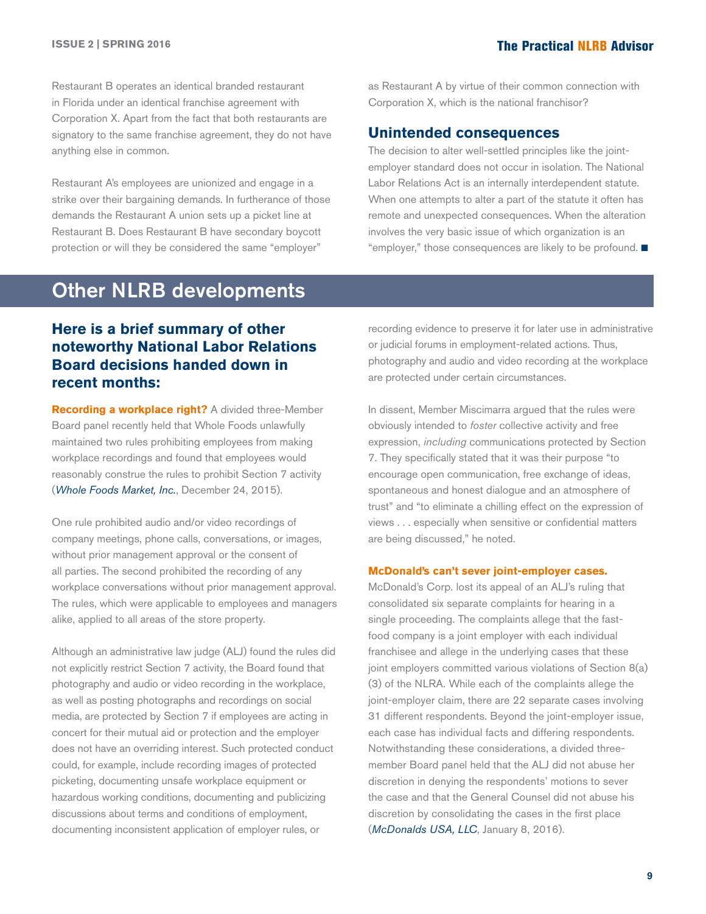Restaurant B operates an identical branded restaurant in Florida under an identical franchise agreement with Corporation X. Apart from the fact that both restaurants are signatory to the same franchise agreement, they do not have anything else in common.

Restaurant A's employees are unionized and engage in a strike over their bargaining demands. In furtherance of those demands the Restaurant A union sets up a picket line at Restaurant B. Does Restaurant B have secondary boycott protection or will they be considered the same "employer" as Restaurant A by virtue of their common connection with Corporation X, which is the national franchisor?

### Unintended consequences

The decision to alter well-settled principles like the joint-employer standard does not occur in isolation. The National Labor Relations Act is an internally interdependent statute. When one attempts to alter a part of the statute it often has remote and unexpected consequences. When the alteration involves the very basic issue of which organization is an "employer," those consequences are likely to be profound. ■

## Other NLRB developments

### Here is a brief summary of other noteworthy National Labor Relations Board decisions handed down in recent months:

**Recording a workplace right?** A divided three-Member Board panel recently held that Whole Foods unlawfully maintained two rules prohibiting employees from making workplace recordings and found that employees would reasonably construe the rules to prohibit Section 7 activity (*Whole Foods Market, Inc.*, December 24, 2015).

One rule prohibited audio and/or video recordings of company meetings, phone calls, conversations, or images, without prior management approval or the consent of all parties. The second prohibited the recording of any workplace conversations without prior management approval. The rules, which were applicable to employees and managers alike, applied to all areas of the store property.

Although an administrative law judge (ALJ) found the rules did not explicitly restrict Section 7 activity, the Board found that photography and audio or video recording in the workplace, as well as posting photographs and recordings on social media, are protected by Section 7 if employees are acting in concert for their mutual aid or protection and the employer does not have an overriding interest. Such protected conduct could, for example, include recording images of protected picketing, documenting unsafe workplace equipment or hazardous working conditions, documenting and publicizing discussions about terms and conditions of employment, documenting inconsistent application of employer rules, or recording evidence to preserve it for later use in administrative or judicial forums in employment-related actions. Thus, photography and audio and video recording at the workplace are protected under certain circumstances.

In dissent, Member Miscimarra argued that the rules were obviously intended to *foster* collective activity and free expression, *including* communications protected by Section 7. They specifically stated that it was their purpose "to encourage open communication, free exchange of ideas, spontaneous and honest dialogue and an atmosphere of trust" and "to eliminate a chilling effect on the expression of views . . . especially when sensitive or confidential matters are being discussed," he noted.

**McDonald's can't sever joint-employer cases.** McDonald's Corp. lost its appeal of an ALJ's ruling that consolidated six separate complaints for hearing in a single proceeding. The complaints allege that the fast-food company is a joint employer with each individual franchisee and allege in the underlying cases that these joint employers committed various violations of Section 8(a)(3) of the NLRA. While each of the complaints allege the joint-employer claim, there are 22 separate cases involving 31 different respondents. Beyond the joint-employer issue, each case has individual facts and differing respondents. Notwithstanding these considerations, a divided three-member Board panel held that the ALJ did not abuse her discretion in denying the respondents' motions to sever the case and that the General Counsel did not abuse his discretion by consolidating the cases in the first place (*McDonalds USA, LLC*, January 8, 2016).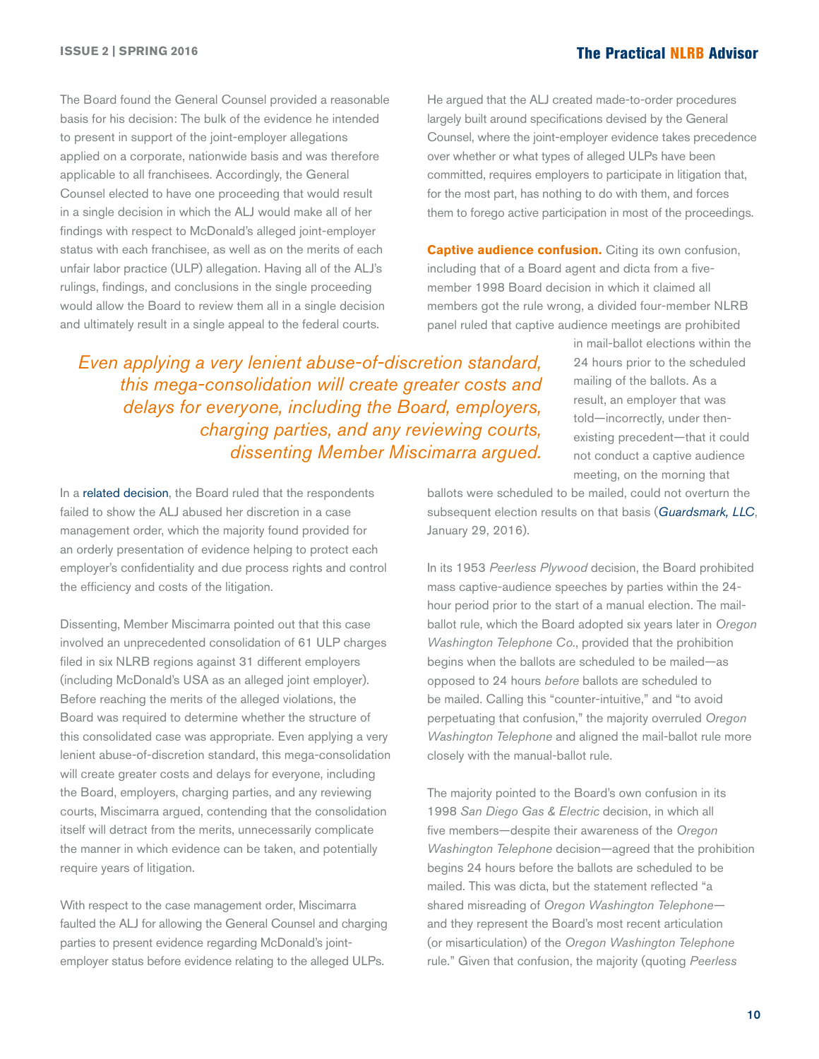The Board found the General Counsel provided a reasonable basis for his decision: The bulk of the evidence he intended to present in support of the joint-employer allegations applied on a corporate, nationwide basis and was therefore applicable to all franchisees. Accordingly, the General Counsel elected to have one proceeding that would result in a single decision in which the ALJ would make all of her findings with respect to McDonald's alleged joint-employer status with each franchisee, as well as on the merits of each unfair labor practice (ULP) allegation. Having all of the ALJ's rulings, findings, and conclusions in the single proceeding would allow the Board to review them all in a single decision and ultimately result in a single appeal to the federal courts.

*Even applying a very lenient abuse-of-discretion standard, this mega-consolidation will create greater costs and delays for everyone, including the Board, employers, charging parties, and any reviewing courts, dissenting Member Miscimarra argued.*

In a related decision, the Board ruled that the respondents failed to show the ALJ abused her discretion in a case management order, which the majority found provided for an orderly presentation of evidence helping to protect each employer's confidentiality and due process rights and control the efficiency and costs of the litigation.

Dissenting, Member Miscimarra pointed out that this case involved an unprecedented consolidation of 61 ULP charges filed in six NLRB regions against 31 different employers (including McDonald's USA as an alleged joint employer). Before reaching the merits of the alleged violations, the Board was required to determine whether the structure of this consolidated case was appropriate. Even applying a very lenient abuse-of-discretion standard, this mega-consolidation will create greater costs and delays for everyone, including the Board, employers, charging parties, and any reviewing courts, Miscimarra argued, contending that the consolidation itself will detract from the merits, unnecessarily complicate the manner in which evidence can be taken, and potentially require years of litigation.

With respect to the case management order, Miscimarra faulted the ALJ for allowing the General Counsel and charging parties to present evidence regarding McDonald's joint-employer status before evidence relating to the alleged ULPs. He argued that the ALJ created made-to-order procedures largely built around specifications devised by the General Counsel, where the joint-employer evidence takes precedence over whether or what types of alleged ULPs have been committed, requires employers to participate in litigation that, for the most part, has nothing to do with them, and forces them to forego active participation in most of the proceedings.

**Captive audience confusion.** Citing its own confusion, including that of a Board agent and dicta from a five-member 1998 Board decision in which it claimed all members got the rule wrong, a divided four-member NLRB panel ruled that captive audience meetings are prohibited in mail-ballot elections within the 24 hours prior to the scheduled mailing of the ballots. As a result, an employer that was told—incorrectly, under then-existing precedent—that it could not conduct a captive audience meeting, on the morning that ballots were scheduled to be mailed, could not overturn the subsequent election results on that basis (*Guardsmark, LLC*, January 29, 2016).

In its 1953 *Peerless Plywood* decision, the Board prohibited mass captive-audience speeches by parties within the 24-hour period prior to the start of a manual election. The mail-ballot rule, which the Board adopted six years later in *Oregon Washington Telephone Co.*, provided that the prohibition begins when the ballots are scheduled to be mailed—as opposed to 24 hours *before* ballots are scheduled to be mailed. Calling this "counter-intuitive," and "to avoid perpetuating that confusion," the majority overruled *Oregon Washington Telephone* and aligned the mail-ballot rule more closely with the manual-ballot rule.

The majority pointed to the Board's own confusion in its 1998 *San Diego Gas & Electric* decision, in which all five members—despite their awareness of the *Oregon Washington Telephone* decision—agreed that the prohibition begins 24 hours before the ballots are scheduled to be mailed. This was dicta, but the statement reflected "a shared misreading of *Oregon Washington Telephone*—and they represent the Board's most recent articulation (or misarticulation) of the *Oregon Washington Telephone* rule." Given that confusion, the majority (quoting *Peerless*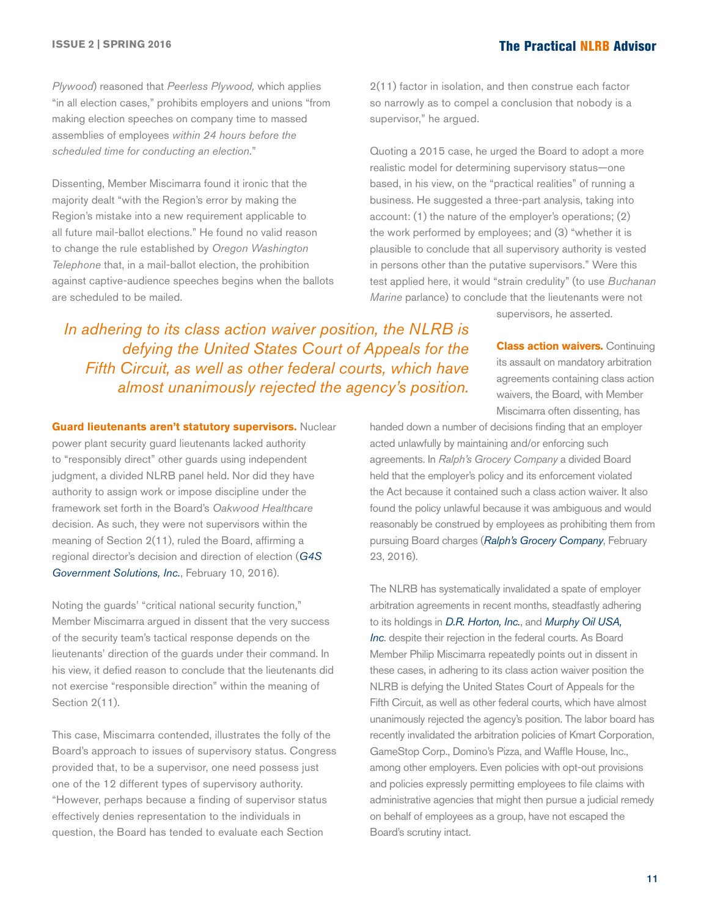*Plywood*) reasoned that *Peerless Plywood,* which applies "in all election cases," prohibits employers and unions "from making election speeches on company time to massed assemblies of employees *within 24 hours before the scheduled time for conducting an election.*"

Dissenting, Member Miscimarra found it ironic that the majority dealt "with the Region's error by making the Region's mistake into a new requirement applicable to all future mail-ballot elections." He found no valid reason to change the rule established by *Oregon Washington Telephone* that, in a mail-ballot election, the prohibition against captive-audience speeches begins when the ballots are scheduled to be mailed.

**Guard lieutenants aren't statutory supervisors.** Nuclear power plant security guard lieutenants lacked authority to "responsibly direct" other guards using independent judgment, a divided NLRB panel held. Nor did they have authority to assign work or impose discipline under the framework set forth in the Board's *Oakwood Healthcare* decision. As such, they were not supervisors within the meaning of Section 2(11), ruled the Board, affirming a regional director's decision and direction of election (*G4S Government Solutions, Inc.*, February 10, 2016).

Noting the guards' "critical national security function," Member Miscimarra argued in dissent that the very success of the security team's tactical response depends on the lieutenants' direction of the guards under their command. In his view, it defied reason to conclude that the lieutenants did not exercise "responsible direction" within the meaning of Section 2(11).

This case, Miscimarra contended, illustrates the folly of the Board's approach to issues of supervisory status. Congress provided that, to be a supervisor, one need possess just one of the 12 different types of supervisory authority. "However, perhaps because a finding of supervisor status effectively denies representation to the individuals in question, the Board has tended to evaluate each Section 2(11) factor in isolation, and then construe each factor so narrowly as to compel a conclusion that nobody is a supervisor," he argued.

Quoting a 2015 case, he urged the Board to adopt a more realistic model for determining supervisory status—one based, in his view, on the "practical realities" of running a business. He suggested a three-part analysis, taking into account: (1) the nature of the employer's operations; (2) the work performed by employees; and (3) "whether it is plausible to conclude that all supervisory authority is vested in persons other than the putative supervisors." Were this test applied here, it would "strain credulity" (to use *Buchanan Marine* parlance) to conclude that the lieutenants were not supervisors, he asserted.

*In adhering to its class action waiver position, the NLRB is defying the United States Court of Appeals for the Fifth Circuit, as well as other federal courts, which have almost unanimously rejected the agency's position.*

**Class action waivers.** Continuing its assault on mandatory arbitration agreements containing class action waivers, the Board, with Member Miscimarra often dissenting, has handed down a number of decisions finding that an employer acted unlawfully by maintaining and/or enforcing such agreements. In *Ralph's Grocery Company* a divided Board held that the employer's policy and its enforcement violated the Act because it contained such a class action waiver. It also found the policy unlawful because it was ambiguous and would reasonably be construed by employees as prohibiting them from pursuing Board charges (*Ralph's Grocery Company*, February 23, 2016).

The NLRB has systematically invalidated a spate of employer arbitration agreements in recent months, steadfastly adhering to its holdings in *D.R. Horton, Inc.*, and *Murphy Oil USA, Inc.* despite their rejection in the federal courts. As Board Member Philip Miscimarra repeatedly points out in dissent in these cases, in adhering to its class action waiver position the NLRB is defying the United States Court of Appeals for the Fifth Circuit, as well as other federal courts, which have almost unanimously rejected the agency's position. The labor board has recently invalidated the arbitration policies of Kmart Corporation, GameStop Corp., Domino's Pizza, and Waffle House, Inc., among other employers. Even policies with opt-out provisions and policies expressly permitting employees to file claims with administrative agencies that might then pursue a judicial remedy on behalf of employees as a group, have not escaped the Board's scrutiny intact.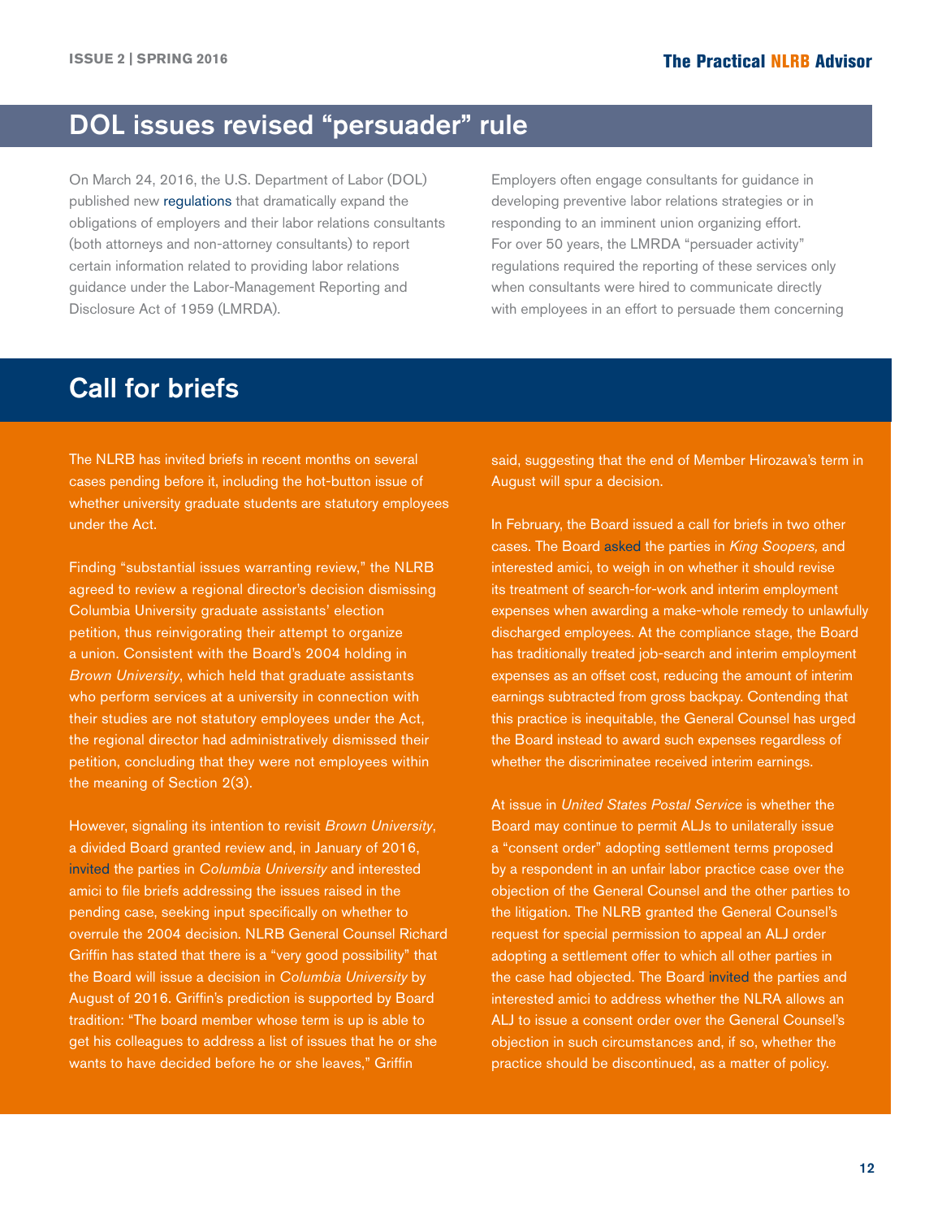## DOL issues revised "persuader" rule

On March 24, 2016, the U.S. Department of Labor (DOL) published new regulations that dramatically expand the obligations of employers and their labor relations consultants (both attorneys and non-attorney consultants) to report certain information related to providing labor relations guidance under the Labor-Management Reporting and Disclosure Act of 1959 (LMRDA).

Employers often engage consultants for guidance in developing preventive labor relations strategies or in responding to an imminent union organizing effort. For over 50 years, the LMRDA "persuader activity" regulations required the reporting of these services only when consultants were hired to communicate directly with employees in an effort to persuade them concerning

## Call for briefs

The NLRB has invited briefs in recent months on several cases pending before it, including the hot-button issue of whether university graduate students are statutory employees under the Act.

Finding "substantial issues warranting review," the NLRB agreed to review a regional director's decision dismissing Columbia University graduate assistants' election petition, thus reinvigorating their attempt to organize a union. Consistent with the Board's 2004 holding in *Brown University*, which held that graduate assistants who perform services at a university in connection with their studies are not statutory employees under the Act, the regional director had administratively dismissed their petition, concluding that they were not employees within the meaning of Section 2(3).

However, signaling its intention to revisit *Brown University*, a divided Board granted review and, in January of 2016, invited the parties in *Columbia University* and interested amici to file briefs addressing the issues raised in the pending case, seeking input specifically on whether to overrule the 2004 decision. NLRB General Counsel Richard Griffin has stated that there is a "very good possibility" that the Board will issue a decision in *Columbia University* by August of 2016. Griffin's prediction is supported by Board tradition: "The board member whose term is up is able to get his colleagues to address a list of issues that he or she wants to have decided before he or she leaves," Griffin said, suggesting that the end of Member Hirozawa's term in August will spur a decision.

In February, the Board issued a call for briefs in two other cases. The Board asked the parties in *King Soopers,* and interested amici, to weigh in on whether it should revise its treatment of search-for-work and interim employment expenses when awarding a make-whole remedy to unlawfully discharged employees. At the compliance stage, the Board has traditionally treated job-search and interim employment expenses as an offset cost, reducing the amount of interim earnings subtracted from gross backpay. Contending that this practice is inequitable, the General Counsel has urged the Board instead to award such expenses regardless of whether the discriminatee received interim earnings.

At issue in *United States Postal Service* is whether the Board may continue to permit ALJs to unilaterally issue a "consent order" adopting settlement terms proposed by a respondent in an unfair labor practice case over the objection of the General Counsel and the other parties to the litigation. The NLRB granted the General Counsel's request for special permission to appeal an ALJ order adopting a settlement offer to which all other parties in the case had objected. The Board invited the parties and interested amici to address whether the NLRA allows an ALJ to issue a consent order over the General Counsel's objection in such circumstances and, if so, whether the practice should be discontinued, as a matter of policy.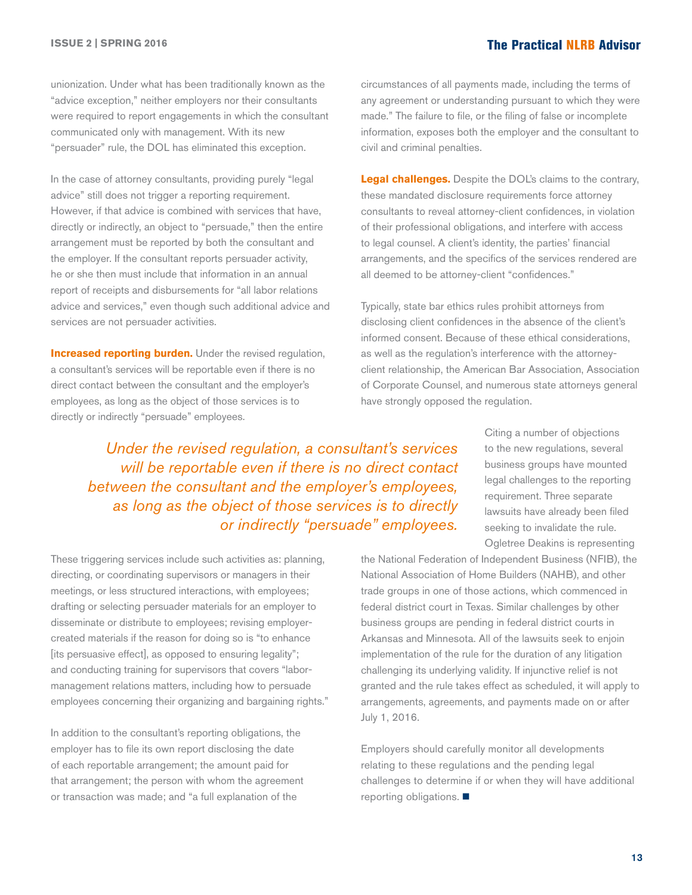unionization. Under what has been traditionally known as the "advice exception," neither employers nor their consultants were required to report engagements in which the consultant communicated only with management. With its new "persuader" rule, the DOL has eliminated this exception.

In the case of attorney consultants, providing purely "legal advice" still does not trigger a reporting requirement. However, if that advice is combined with services that have, directly or indirectly, an object to "persuade," then the entire arrangement must be reported by both the consultant and the employer. If the consultant reports persuader activity, he or she then must include that information in an annual report of receipts and disbursements for "all labor relations advice and services," even though such additional advice and services are not persuader activities.

**Increased reporting burden.** Under the revised regulation, a consultant's services will be reportable even if there is no direct contact between the consultant and the employer's employees, as long as the object of those services is to directly or indirectly "persuade" employees.

*Under the revised regulation, a consultant's services will be reportable even if there is no direct contact between the consultant and the employer's employees, as long as the object of those services is to directly or indirectly "persuade" employees.*

These triggering services include such activities as: planning, directing, or coordinating supervisors or managers in their meetings, or less structured interactions, with employees; drafting or selecting persuader materials for an employer to disseminate or distribute to employees; revising employer-created materials if the reason for doing so is "to enhance [its persuasive effect], as opposed to ensuring legality"; and conducting training for supervisors that covers "labor-management relations matters, including how to persuade employees concerning their organizing and bargaining rights."

In addition to the consultant's reporting obligations, the employer has to file its own report disclosing the date of each reportable arrangement; the amount paid for that arrangement; the person with whom the agreement or transaction was made; and "a full explanation of the circumstances of all payments made, including the terms of any agreement or understanding pursuant to which they were made." The failure to file, or the filing of false or incomplete information, exposes both the employer and the consultant to civil and criminal penalties.

**Legal challenges.** Despite the DOL's claims to the contrary, these mandated disclosure requirements force attorney consultants to reveal attorney-client confidences, in violation of their professional obligations, and interfere with access to legal counsel. A client's identity, the parties' financial arrangements, and the specifics of the services rendered are all deemed to be attorney-client "confidences."

Typically, state bar ethics rules prohibit attorneys from disclosing client confidences in the absence of the client's informed consent. Because of these ethical considerations, as well as the regulation's interference with the attorney-client relationship, the American Bar Association, Association of Corporate Counsel, and numerous state attorneys general have strongly opposed the regulation.

Citing a number of objections to the new regulations, several business groups have mounted legal challenges to the reporting requirement. Three separate lawsuits have already been filed seeking to invalidate the rule. Ogletree Deakins is representing the National Federation of Independent Business (NFIB), the National Association of Home Builders (NAHB), and other trade groups in one of those actions, which commenced in federal district court in Texas. Similar challenges by other business groups are pending in federal district courts in Arkansas and Minnesota. All of the lawsuits seek to enjoin implementation of the rule for the duration of any litigation challenging its underlying validity. If injunctive relief is not granted and the rule takes effect as scheduled, it will apply to arrangements, agreements, and payments made on or after July 1, 2016.

Employers should carefully monitor all developments relating to these regulations and the pending legal challenges to determine if or when they will have additional reporting obligations. ■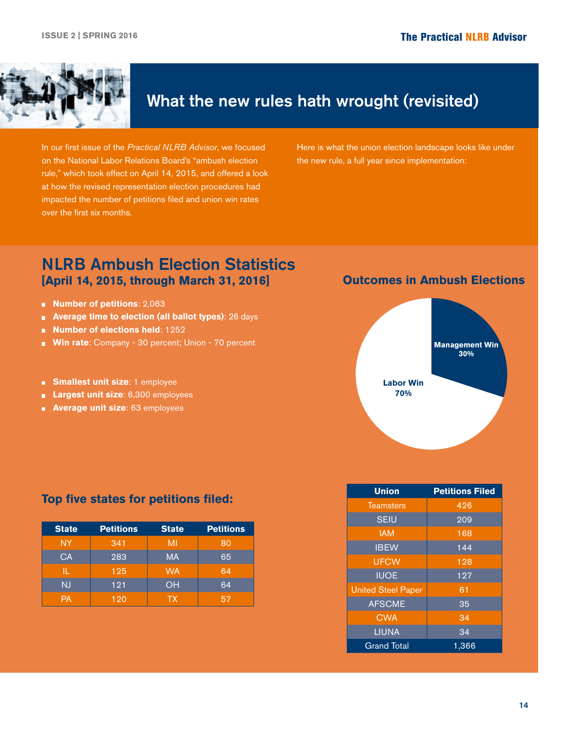# What the new rules hath wrought (revisited)

In our first issue of the *Practical NLRB Advisor*, we focused on the National Labor Relations Board's "ambush election rule," which took effect on April 14, 2015, and offered a look at how the revised representation election procedures had impacted the number of petitions filed and union win rates over the first six months.

Here is what the union election landscape looks like under the new rule, a full year since implementation:

## NLRB Ambush Election Statistics

### [April 14, 2015, through March 31, 2016]

- **Number of petitions**: 2,083
- **Average time to election (all ballot types)**: 26 days
- **Number of elections held**: 1252
- **Win rate**: Company - 30 percent; Union - 70 percent

- **Smallest unit size**: 1 employee
- **Largest unit size**: 6,300 employees
- **Average unit size**: 63 employees

### Outcomes in Ambush Elections

Management Win 30%

Labor Win 70%

### Top five states for petitions filed:

| State | Petitions | State | Petitions |
|---|---|---|---|
| NY | 341 | MI | 80 |
| CA | 283 | MA | 65 |
| IL | 125 | WA | 64 |
| NJ | 121 | OH | 64 |
| PA | 120 | TX | 57 |

| Union | Petitions Filed |
|---|---|
| Teamsters | 426 |
| SEIU | 209 |
| IAM | 168 |
| IBEW | 144 |
| UFCW | 128 |
| IUOE | 127 |
| United Steel Paper | 61 |
| AFSCME | 35 |
| CWA | 34 |
| LIUNA | 34 |
| Grand Total | 1,366 |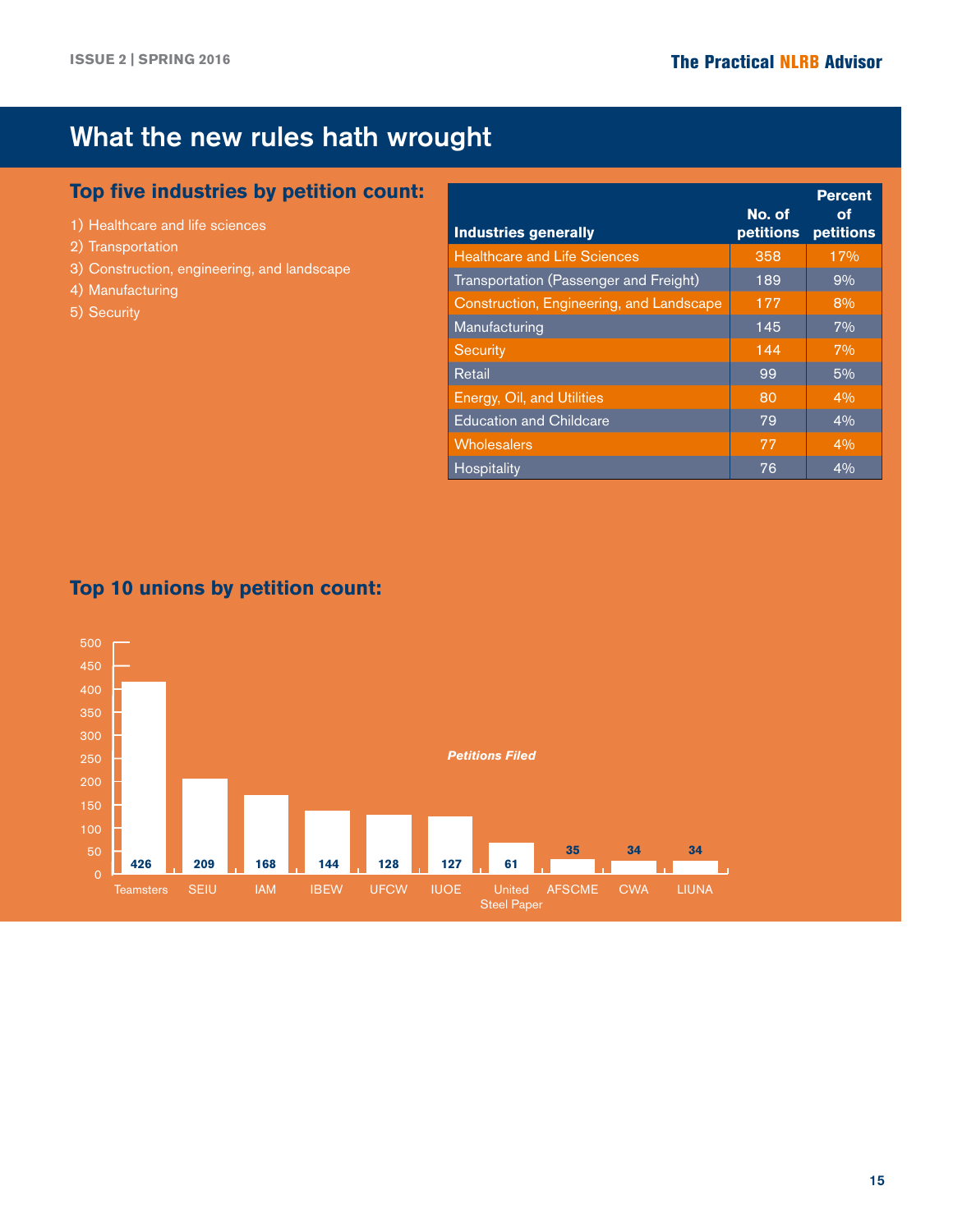## What the new rules hath wrought

### Top five industries by petition count:

1) Healthcare and life sciences
2) Transportation
3) Construction, engineering, and landscape
4) Manufacturing
5) Security

| Industries generally | No. of petitions | Percent of petitions |
|---|---|---|
| Healthcare and Life Sciences | 358 | 17% |
| Transportation (Passenger and Freight) | 189 | 9% |
| Construction, Engineering, and Landscape | 177 | 8% |
| Manufacturing | 145 | 7% |
| Security | 144 | 7% |
| Retail | 99 | 5% |
| Energy, Oil, and Utilities | 80 | 4% |
| Education and Childcare | 79 | 4% |
| Wholesalers | 77 | 4% |
| Hospitality | 76 | 4% |

### Top 10 unions by petition count:

*Petitions Filed*

| Union | Petitions Filed |
|---|---|
| Teamsters | 426 |
| SEIU | 209 |
| IAM | 168 |
| IBEW | 144 |
| UFCW | 128 |
| IUOE | 127 |
| United Steel Paper | 61 |
| AFSCME | 35 |
| CWA | 34 |
| LIUNA | 34 |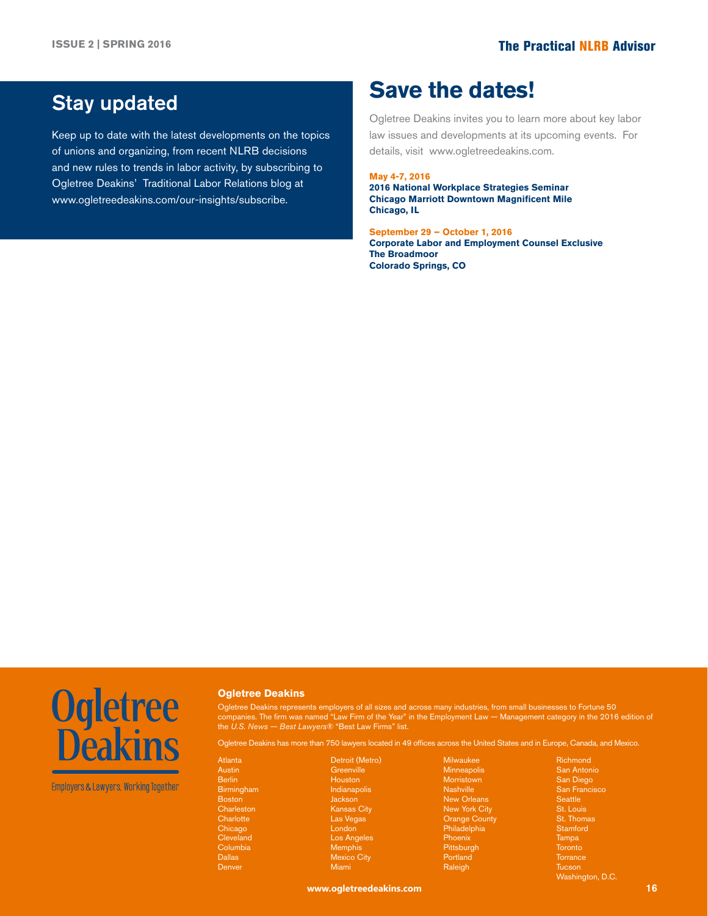## Stay updated

Keep up to date with the latest developments on the topics of unions and organizing, from recent NLRB decisions and new rules to trends in labor activity, by subscribing to Ogletree Deakins' Traditional Labor Relations blog at www.ogletreedeakins.com/our-insights/subscribe.

# Save the dates!

Ogletree Deakins invites you to learn more about key labor law issues and developments at its upcoming events. For details, visit www.ogletreedeakins.com.

**May 4-7, 2016**
**2016 National Workplace Strategies Seminar**
**Chicago Marriott Downtown Magnificent Mile**
**Chicago, IL**

**September 29 – October 1, 2016**
**Corporate Labor and Employment Counsel Exclusive**
**The Broadmoor**
**Colorado Springs, CO**

Ogletree Deakins

Employers & Lawyers, Working Together

**Ogletree Deakins**

Ogletree Deakins represents employers of all sizes and across many industries, from small businesses to Fortune 50 companies. The firm was named "Law Firm of the Year" in the Employment Law — Management category in the 2016 edition of the *U.S. News — Best Lawyers®* "Best Law Firms" list.

Ogletree Deakins has more than 750 lawyers located in 49 offices across the United States and in Europe, Canada, and Mexico.

Atlanta
Austin
Berlin
Birmingham
Boston
Charleston
Charlotte
Chicago
Cleveland
Columbia
Dallas
Denver
Detroit (Metro)
Greenville
Houston
Indianapolis
Jackson
Kansas City
Las Vegas
London
Los Angeles
Memphis
Mexico City
Miami
Milwaukee
Minneapolis
Morristown
Nashville
New Orleans
New York City
Orange County
Philadelphia
Phoenix
Pittsburgh
Portland
Raleigh
Richmond
San Antonio
San Diego
San Francisco
Seattle
St. Louis
St. Thomas
Stamford
Tampa
Toronto
Torrance
Tucson
Washington, D.C.

www.ogletreedeakins.com